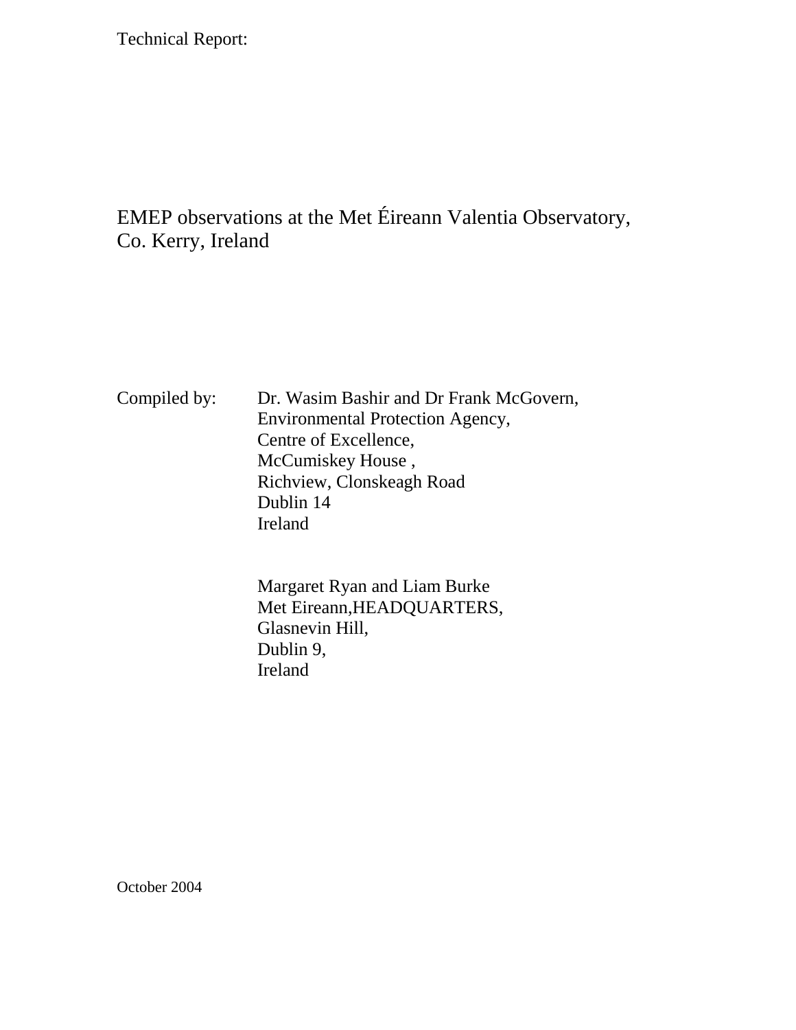Technical Report:

# EMEP observations at the Met Éireann Valentia Observatory, Co. Kerry, Ireland

Compiled by:

Dr. Wasim Bashir and Dr Frank McGovern,
Environmental Protection Agency,
Centre of Excellence,
McCumiskey House ,
Richview, Clonskeagh Road
Dublin 14
Ireland

Margaret Ryan and Liam Burke
Met Eireann,HEADQUARTERS,
Glasnevin Hill,
Dublin 9,
Ireland

October 2004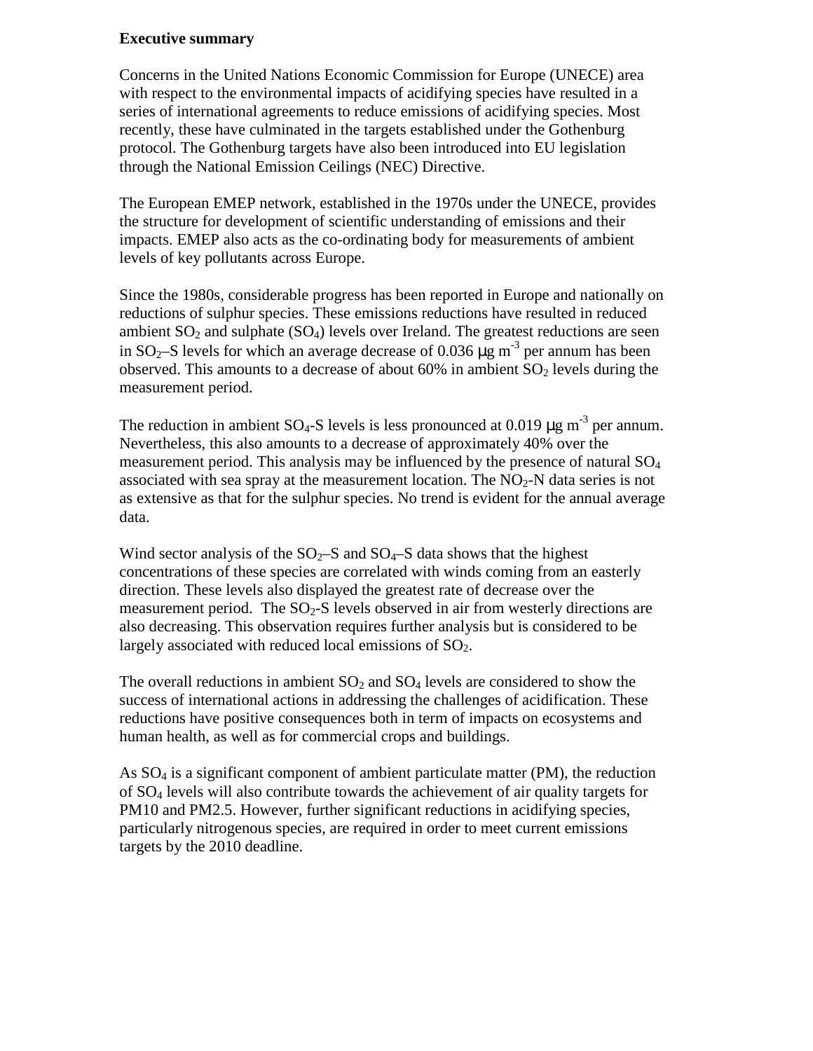## Executive summary

Concerns in the United Nations Economic Commission for Europe (UNECE) area with respect to the environmental impacts of acidifying species have resulted in a series of international agreements to reduce emissions of acidifying species. Most recently, these have culminated in the targets established under the Gothenburg protocol. The Gothenburg targets have also been introduced into EU legislation through the National Emission Ceilings (NEC) Directive.

The European EMEP network, established in the 1970s under the UNECE, provides the structure for development of scientific understanding of emissions and their impacts. EMEP also acts as the co-ordinating body for measurements of ambient levels of key pollutants across Europe.

Since the 1980s, considerable progress has been reported in Europe and nationally on reductions of sulphur species. These emissions reductions have resulted in reduced ambient $SO_2$ and sulphate ($SO_4$) levels over Ireland. The greatest reductions are seen in $SO_2$–S levels for which an average decrease of 0.036 $\mu g\ m^{-3}$ per annum has been observed. This amounts to a decrease of about 60% in ambient $SO_2$ levels during the measurement period.

The reduction in ambient $SO_4$-S levels is less pronounced at 0.019 $\mu g\ m^{-3}$ per annum. Nevertheless, this also amounts to a decrease of approximately 40% over the measurement period. This analysis may be influenced by the presence of natural $SO_4$ associated with sea spray at the measurement location. The $NO_2$-N data series is not as extensive as that for the sulphur species. No trend is evident for the annual average data.

Wind sector analysis of the $SO_2$–S and $SO_4$–S data shows that the highest concentrations of these species are correlated with winds coming from an easterly direction. These levels also displayed the greatest rate of decrease over the measurement period. The $SO_2$-S levels observed in air from westerly directions are also decreasing. This observation requires further analysis but is considered to be largely associated with reduced local emissions of $SO_2$.

The overall reductions in ambient $SO_2$ and $SO_4$ levels are considered to show the success of international actions in addressing the challenges of acidification. These reductions have positive consequences both in term of impacts on ecosystems and human health, as well as for commercial crops and buildings.

As $SO_4$ is a significant component of ambient particulate matter (PM), the reduction of $SO_4$ levels will also contribute towards the achievement of air quality targets for PM10 and PM2.5. However, further significant reductions in acidifying species, particularly nitrogenous species, are required in order to meet current emissions targets by the 2010 deadline.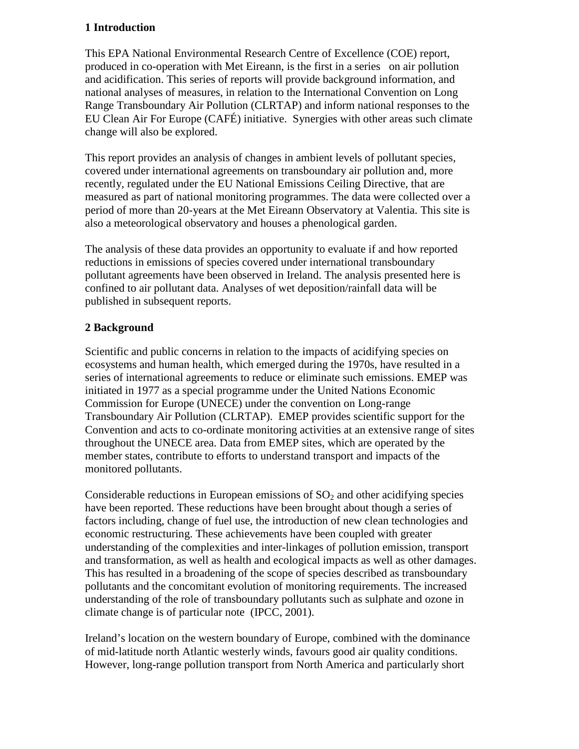## 1 Introduction

This EPA National Environmental Research Centre of Excellence (COE) report, produced in co-operation with Met Eireann, is the first in a series on air pollution and acidification. This series of reports will provide background information, and national analyses of measures, in relation to the International Convention on Long Range Transboundary Air Pollution (CLRTAP) and inform national responses to the EU Clean Air For Europe (CAFÉ) initiative. Synergies with other areas such climate change will also be explored.

This report provides an analysis of changes in ambient levels of pollutant species, covered under international agreements on transboundary air pollution and, more recently, regulated under the EU National Emissions Ceiling Directive, that are measured as part of national monitoring programmes. The data were collected over a period of more than 20-years at the Met Eireann Observatory at Valentia. This site is also a meteorological observatory and houses a phenological garden.

The analysis of these data provides an opportunity to evaluate if and how reported reductions in emissions of species covered under international transboundary pollutant agreements have been observed in Ireland. The analysis presented here is confined to air pollutant data. Analyses of wet deposition/rainfall data will be published in subsequent reports.

## 2 Background

Scientific and public concerns in relation to the impacts of acidifying species on ecosystems and human health, which emerged during the 1970s, have resulted in a series of international agreements to reduce or eliminate such emissions. EMEP was initiated in 1977 as a special programme under the United Nations Economic Commission for Europe (UNECE) under the convention on Long-range Transboundary Air Pollution (CLRTAP). EMEP provides scientific support for the Convention and acts to co-ordinate monitoring activities at an extensive range of sites throughout the UNECE area. Data from EMEP sites, which are operated by the member states, contribute to efforts to understand transport and impacts of the monitored pollutants.

Considerable reductions in European emissions of $SO_2$ and other acidifying species have been reported. These reductions have been brought about though a series of factors including, change of fuel use, the introduction of new clean technologies and economic restructuring. These achievements have been coupled with greater understanding of the complexities and inter-linkages of pollution emission, transport and transformation, as well as health and ecological impacts as well as other damages. This has resulted in a broadening of the scope of species described as transboundary pollutants and the concomitant evolution of monitoring requirements. The increased understanding of the role of transboundary pollutants such as sulphate and ozone in climate change is of particular note (IPCC, 2001).

Ireland's location on the western boundary of Europe, combined with the dominance of mid-latitude north Atlantic westerly winds, favours good air quality conditions. However, long-range pollution transport from North America and particularly short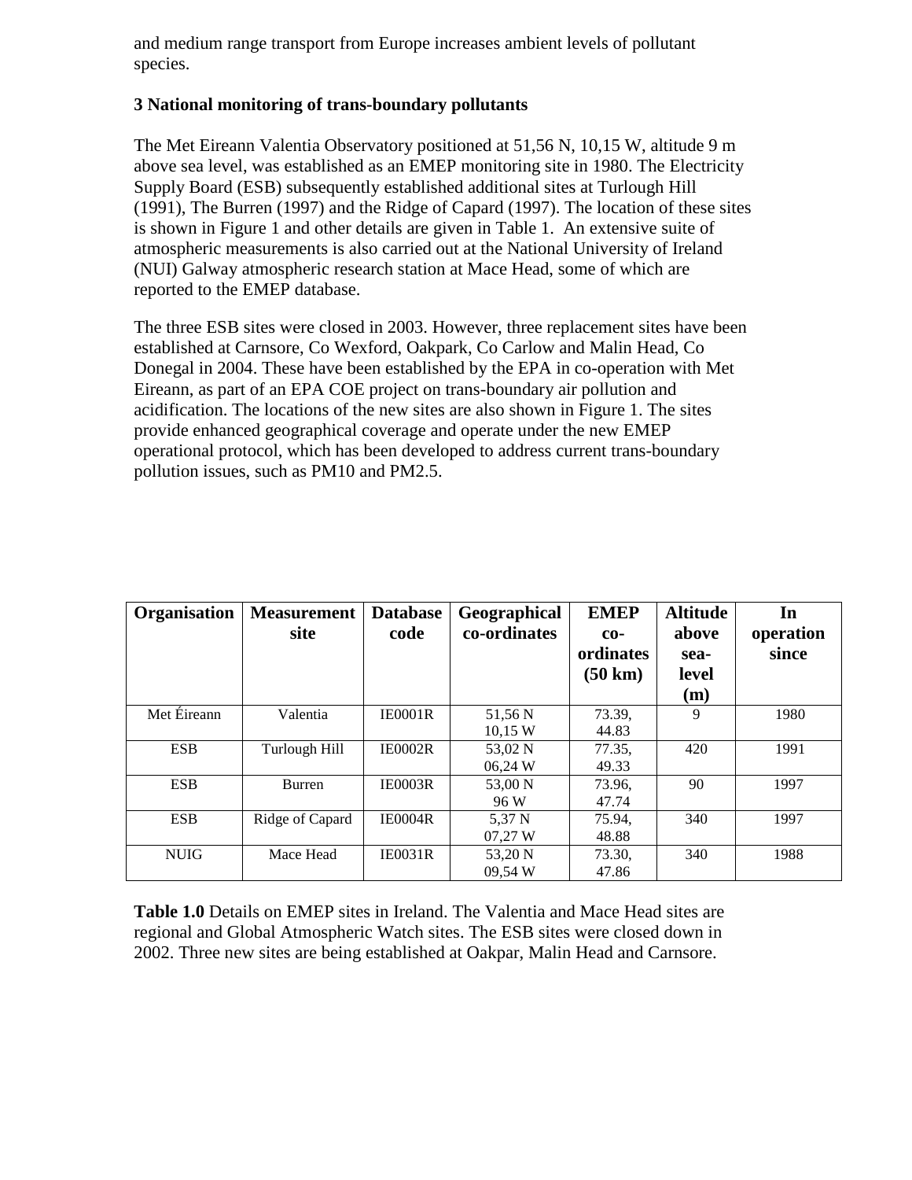and medium range transport from Europe increases ambient levels of pollutant species.

### 3 National monitoring of trans-boundary pollutants

The Met Eireann Valentia Observatory positioned at 51,56 N, 10,15 W, altitude 9 m above sea level, was established as an EMEP monitoring site in 1980. The Electricity Supply Board (ESB) subsequently established additional sites at Turlough Hill (1991), The Burren (1997) and the Ridge of Capard (1997). The location of these sites is shown in Figure 1 and other details are given in Table 1. An extensive suite of atmospheric measurements is also carried out at the National University of Ireland (NUI) Galway atmospheric research station at Mace Head, some of which are reported to the EMEP database.

The three ESB sites were closed in 2003. However, three replacement sites have been established at Carnsore, Co Wexford, Oakpark, Co Carlow and Malin Head, Co Donegal in 2004. These have been established by the EPA in co-operation with Met Eireann, as part of an EPA COE project on trans-boundary air pollution and acidification. The locations of the new sites are also shown in Figure 1. The sites provide enhanced geographical coverage and operate under the new EMEP operational protocol, which has been developed to address current trans-boundary pollution issues, such as PM10 and PM2.5.

| Organisation | Measurement site | Database code | Geographical co-ordinates | EMEP co-ordinates (50 km) | Altitude above sea-level (m) | In operation since |
|---|---|---|---|---|---|---|
| Met Éireann | Valentia | IE0001R | 51,56 N 10,15 W | 73.39, 44.83 | 9 | 1980 |
| ESB | Turlough Hill | IE0002R | 53,02 N 06,24 W | 77.35, 49.33 | 420 | 1991 |
| ESB | Burren | IE0003R | 53,00 N 96 W | 73.96, 47.74 | 90 | 1997 |
| ESB | Ridge of Capard | IE0004R | 5,37 N 07,27 W | 75.94, 48.88 | 340 | 1997 |
| NUIG | Mace Head | IE0031R | 53,20 N 09,54 W | 73.30, 47.86 | 340 | 1988 |

**Table 1.0** Details on EMEP sites in Ireland. The Valentia and Mace Head sites are regional and Global Atmospheric Watch sites. The ESB sites were closed down in 2002. Three new sites are being established at Oakpar, Malin Head and Carnsore.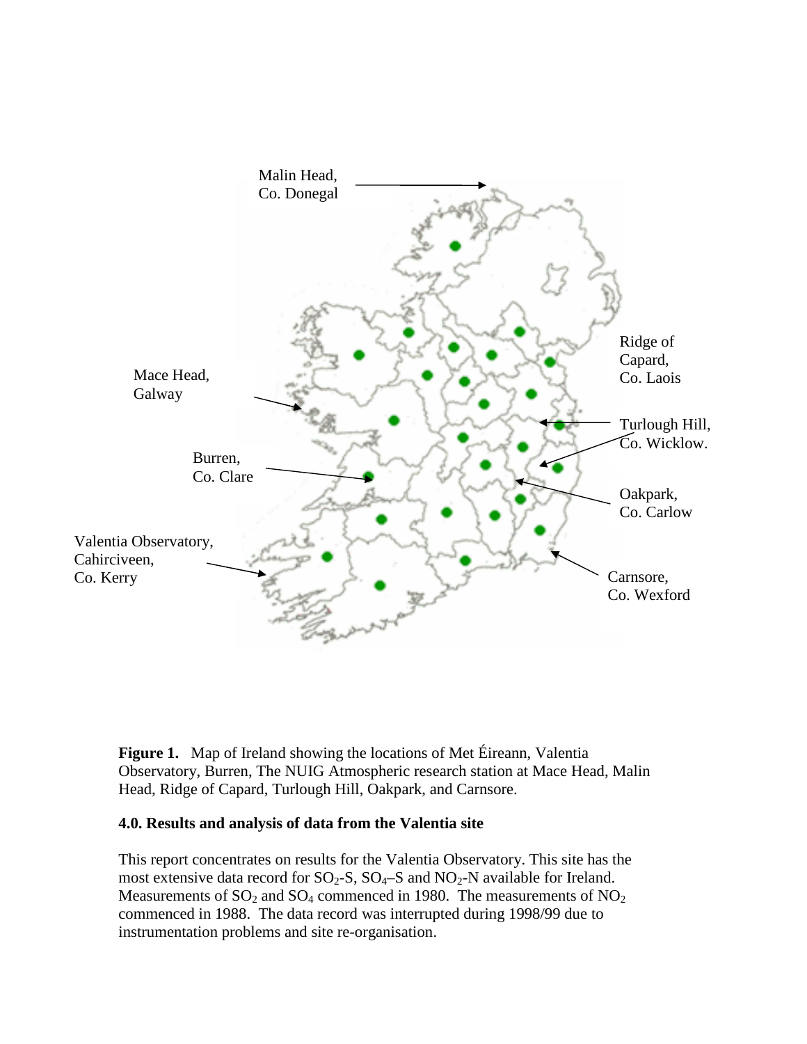Malin Head,
Co. Donegal

Ridge of
Capard,
Co. Laois

Mace Head,
Galway

Turlough Hill,
Co. Wicklow.

Burren,
Co. Clare

Oakpark,
Co. Carlow

Valentia Observatory,
Cahirciveen,
Co. Kerry

Carnsore,
Co. Wexford

**Figure 1.** Map of Ireland showing the locations of Met Éireann, Valentia Observatory, Burren, The NUIG Atmospheric research station at Mace Head, Malin Head, Ridge of Capard, Turlough Hill, Oakpark, and Carnsore.

### 4.0. Results and analysis of data from the Valentia site

This report concentrates on results for the Valentia Observatory. This site has the most extensive data record for $SO_2$-S, $SO_4$–S and $NO_2$-N available for Ireland. Measurements of $SO_2$ and $SO_4$ commenced in 1980. The measurements of $NO_2$ commenced in 1988. The data record was interrupted during 1998/99 due to instrumentation problems and site re-organisation.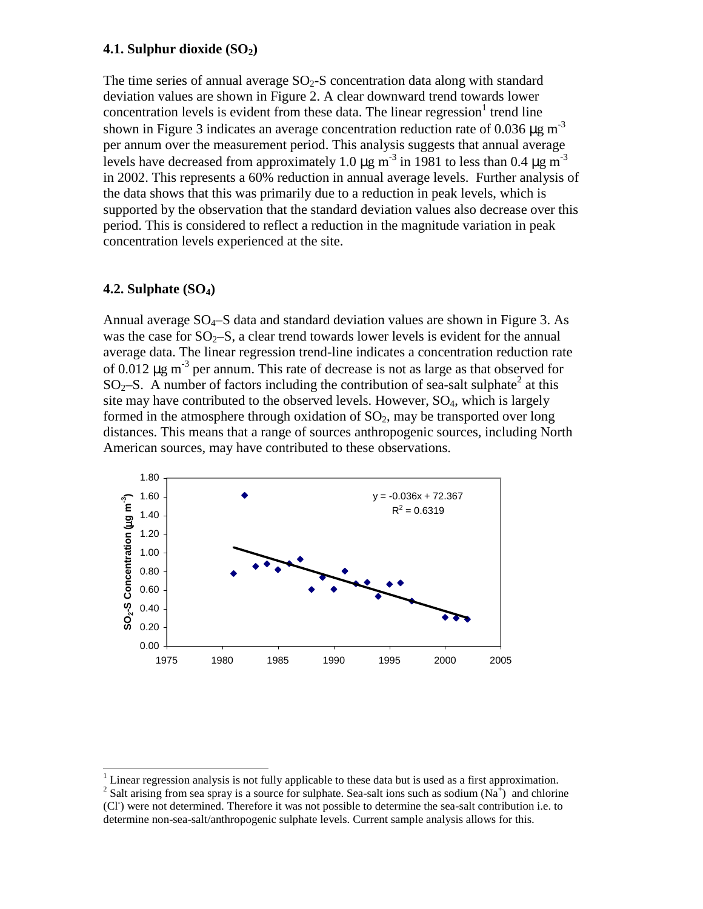### 4.1. Sulphur dioxide ($SO_2$)

The time series of annual average $SO_2$-S concentration data along with standard deviation values are shown in Figure 2. A clear downward trend towards lower concentration levels is evident from these data. The linear regression[1] trend line shown in Figure 3 indicates an average concentration reduction rate of 0.036 μg $m^{-3}$ per annum over the measurement period. This analysis suggests that annual average levels have decreased from approximately 1.0 μg $m^{-3}$ in 1981 to less than 0.4 μg $m^{-3}$ in 2002. This represents a 60% reduction in annual average levels. Further analysis of the data shows that this was primarily due to a reduction in peak levels, which is supported by the observation that the standard deviation values also decrease over this period. This is considered to reflect a reduction in the magnitude variation in peak concentration levels experienced at the site.

### 4.2. Sulphate ($SO_4$)

Annual average $SO_4$–S data and standard deviation values are shown in Figure 3. As was the case for $SO_2$–S, a clear trend towards lower levels is evident for the annual average data. The linear regression trend-line indicates a concentration reduction rate of 0.012 μg $m^{-3}$ per annum. This rate of decrease is not as large as that observed for $SO_2$–S. A number of factors including the contribution of sea-salt sulphate[2] at this site may have contributed to the observed levels. However, $SO_4$, which is largely formed in the atmosphere through oxidation of $SO_2$, may be transported over long distances. This means that a range of sources anthropogenic sources, including North American sources, may have contributed to these observations.

y = -0.036x + 72.367

$R^2$ = 0.6319

$SO_2$-S Concentration (μg $m^{-3}$)

1.80
1.60
1.40
1.20
1.00
0.80
0.60
0.40
0.20
0.00

1975 1980 1985 1990 1995 2000 2005

---

[1] Linear regression analysis is not fully applicable to these data but is used as a first approximation.

[2] Salt arising from sea spray is a source for sulphate. Sea-salt ions such as sodium ($Na^+$) and chlorine ($Cl^-$) were not determined. Therefore it was not possible to determine the sea-salt contribution i.e. to determine non-sea-salt/anthropogenic sulphate levels. Current sample analysis allows for this.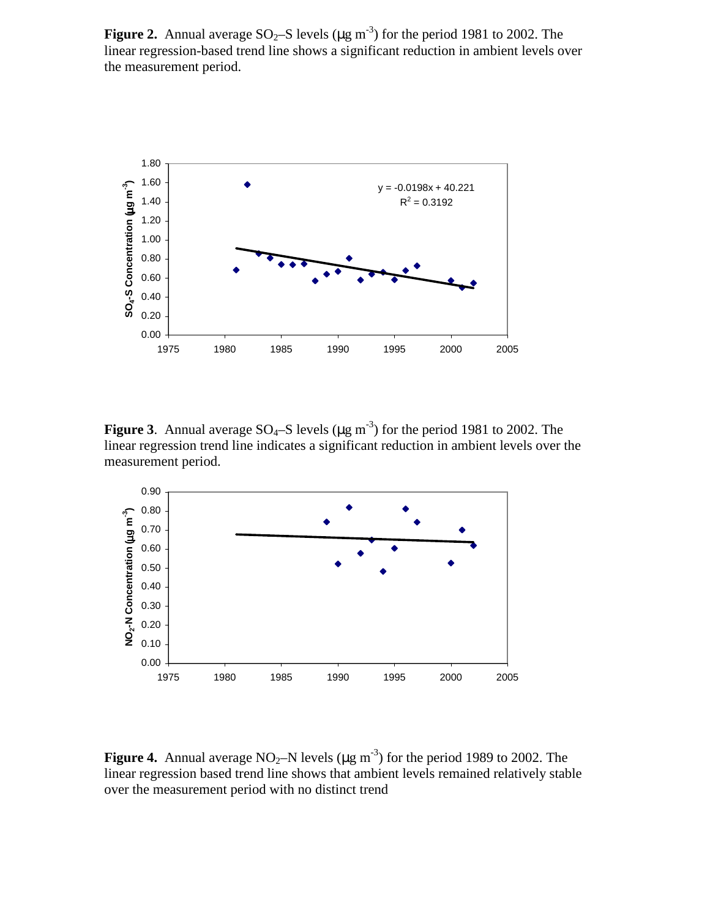**Figure 2.** Annual average $SO_2$–S levels (μg $m^{-3}$) for the period 1981 to 2002. The linear regression-based trend line shows a significant reduction in ambient levels over the measurement period.

1.80
1.60
1.40
1.20
1.00
0.80
0.60
0.40
0.20
0.00

$SO_4$-S Concentration (μg $m^{-3}$)

y = -0.0198x + 40.221
$R^2$ = 0.3192

1975 1980 1985 1990 1995 2000 2005

**Figure 3**. Annual average $SO_4$–S levels (μg $m^{-3}$) for the period 1981 to 2002. The linear regression trend line indicates a significant reduction in ambient levels over the measurement period.

0.90
0.80
0.70
0.60
0.50
0.40
0.30
0.20
0.10
0.00

$NO_2$-N Concentration (μg $m^{-3}$)

1975 1980 1985 1990 1995 2000 2005

**Figure 4.** Annual average $NO_2$–N levels (μg $m^{-3}$) for the period 1989 to 2002. The linear regression based trend line shows that ambient levels remained relatively stable over the measurement period with no distinct trend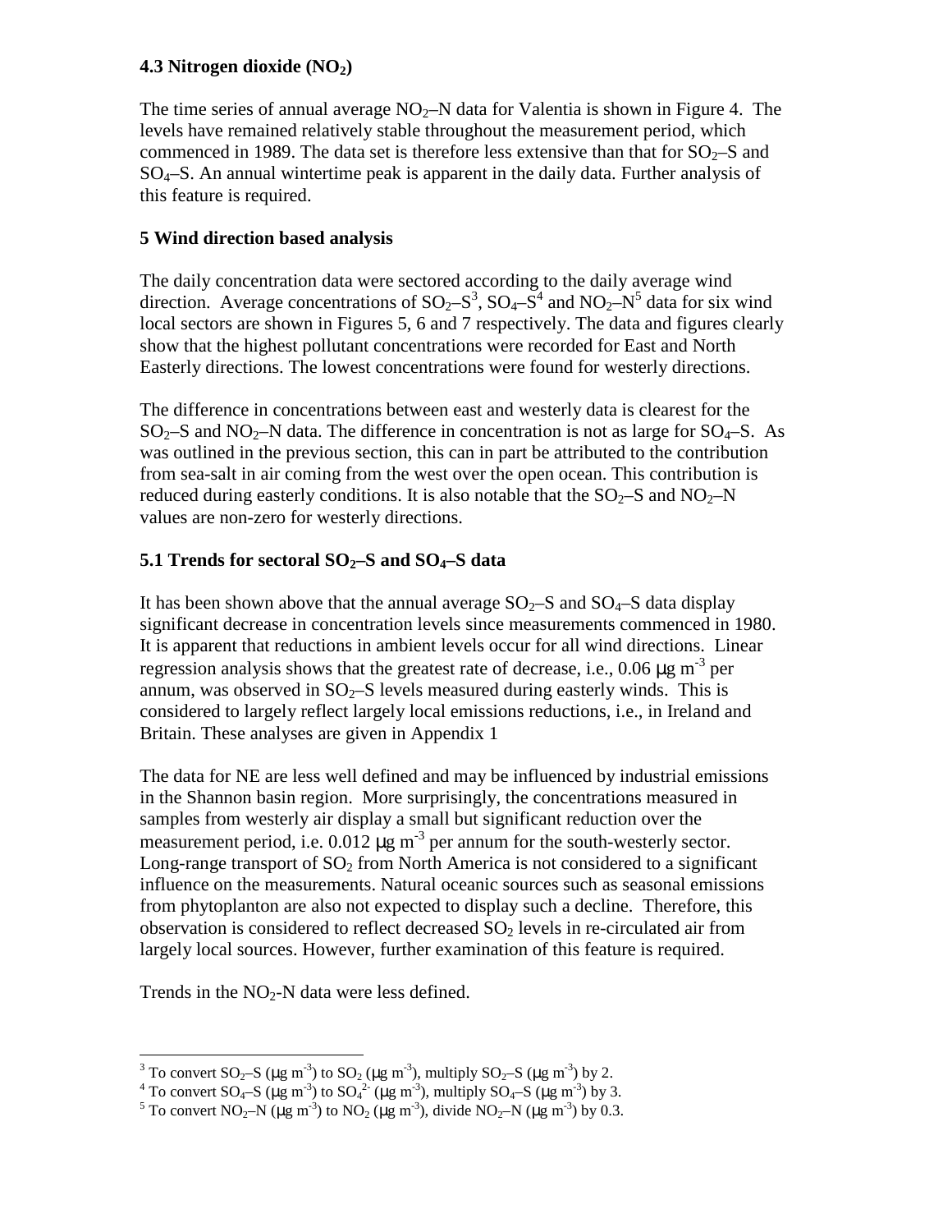### 4.3 Nitrogen dioxide ($NO_2$)

The time series of annual average $NO_2$–N data for Valentia is shown in Figure 4. The levels have remained relatively stable throughout the measurement period, which commenced in 1989. The data set is therefore less extensive than that for $SO_2$–S and $SO_4$–S. An annual wintertime peak is apparent in the daily data. Further analysis of this feature is required.

## 5 Wind direction based analysis

The daily concentration data were sectored according to the daily average wind direction. Average concentrations of $SO_2$–S[3], $SO_4$–S[4] and $NO_2$–N[5] data for six wind local sectors are shown in Figures 5, 6 and 7 respectively. The data and figures clearly show that the highest pollutant concentrations were recorded for East and North Easterly directions. The lowest concentrations were found for westerly directions.

The difference in concentrations between east and westerly data is clearest for the $SO_2$–S and $NO_2$–N data. The difference in concentration is not as large for $SO_4$–S. As was outlined in the previous section, this can in part be attributed to the contribution from sea-salt in air coming from the west over the open ocean. This contribution is reduced during easterly conditions. It is also notable that the $SO_2$–S and $NO_2$–N values are non-zero for westerly directions.

### 5.1 Trends for sectoral $SO_2$–S and $SO_4$–S data

It has been shown above that the annual average $SO_2$–S and $SO_4$–S data display significant decrease in concentration levels since measurements commenced in 1980. It is apparent that reductions in ambient levels occur for all wind directions. Linear regression analysis shows that the greatest rate of decrease, i.e., 0.06 $\mu g\ m^{-3}$ per annum, was observed in $SO_2$–S levels measured during easterly winds. This is considered to largely reflect largely local emissions reductions, i.e., in Ireland and Britain. These analyses are given in Appendix 1

The data for NE are less well defined and may be influenced by industrial emissions in the Shannon basin region. More surprisingly, the concentrations measured in samples from westerly air display a small but significant reduction over the measurement period, i.e. 0.012 $\mu g\ m^{-3}$ per annum for the south-westerly sector. Long-range transport of $SO_2$ from North America is not considered to a significant influence on the measurements. Natural oceanic sources such as seasonal emissions from phytoplanton are also not expected to display such a decline. Therefore, this observation is considered to reflect decreased $SO_2$ levels in re-circulated air from largely local sources. However, further examination of this feature is required.

Trends in the $NO_2$-N data were less defined.

---

[3] To convert $SO_2$–S ($\mu g\ m^{-3}$) to $SO_2$ ($\mu g\ m^{-3}$), multiply $SO_2$–S ($\mu g\ m^{-3}$) by 2.

[4] To convert $SO_4$–S ($\mu g\ m^{-3}$) to $SO_4^{2-}$ ($\mu g\ m^{-3}$), multiply $SO_4$–S ($\mu g\ m^{-3}$) by 3.

[5] To convert $NO_2$–N ($\mu g\ m^{-3}$) to $NO_2$ ($\mu g\ m^{-3}$), divide $NO_2$–N ($\mu g\ m^{-3}$) by 0.3.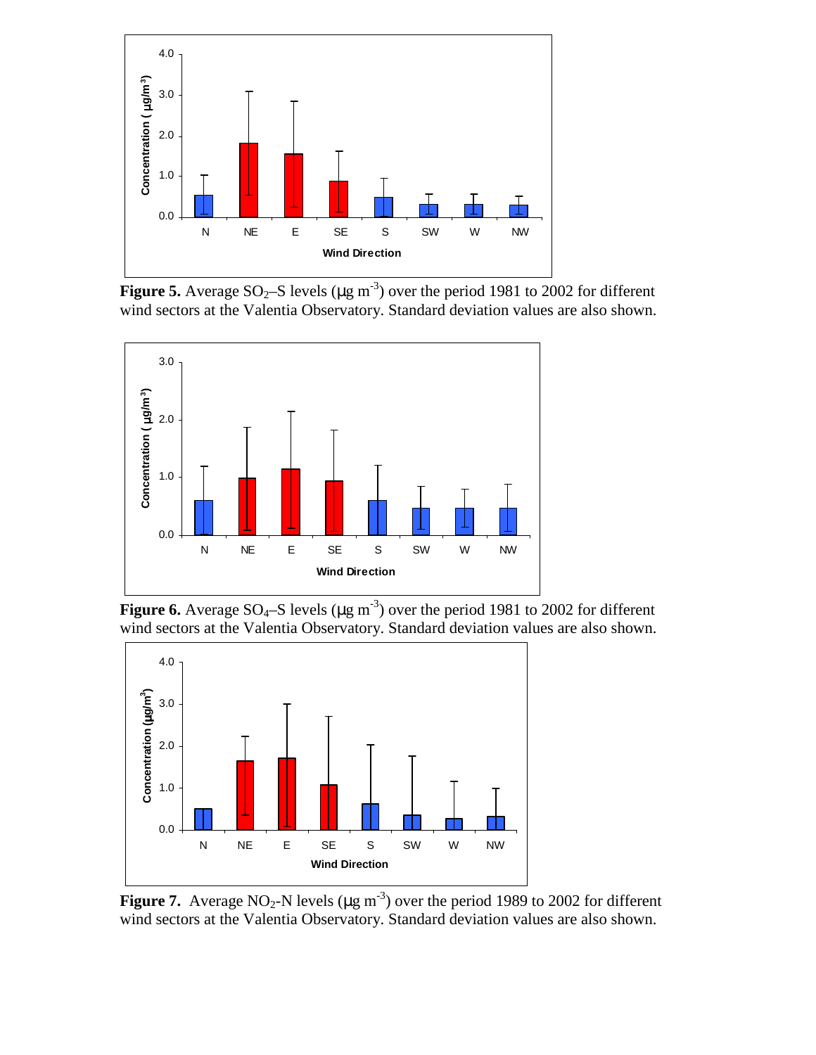4.0
3.0
2.0
1.0
0.0
Concentration ( µg/m³)
N NE E SE S SW W NW
Wind Direction

**Figure 5.** Average $SO_2$–S levels (µg $m^{-3}$) over the period 1981 to 2002 for different wind sectors at the Valentia Observatory. Standard deviation values are also shown.

3.0
2.0
1.0
0.0
Concentration ( µg/m³)
N NE E SE S SW W NW
Wind Direction

**Figure 6.** Average $SO_4$–S levels (µg $m^{-3}$) over the period 1981 to 2002 for different wind sectors at the Valentia Observatory. Standard deviation values are also shown.

4.0
3.0
2.0
1.0
0.0
Concentration (µg/m³)
N NE E SE S SW W NW
Wind Direction

**Figure 7.** Average $NO_2$-N levels (µg $m^{-3}$) over the period 1989 to 2002 for different wind sectors at the Valentia Observatory. Standard deviation values are also shown.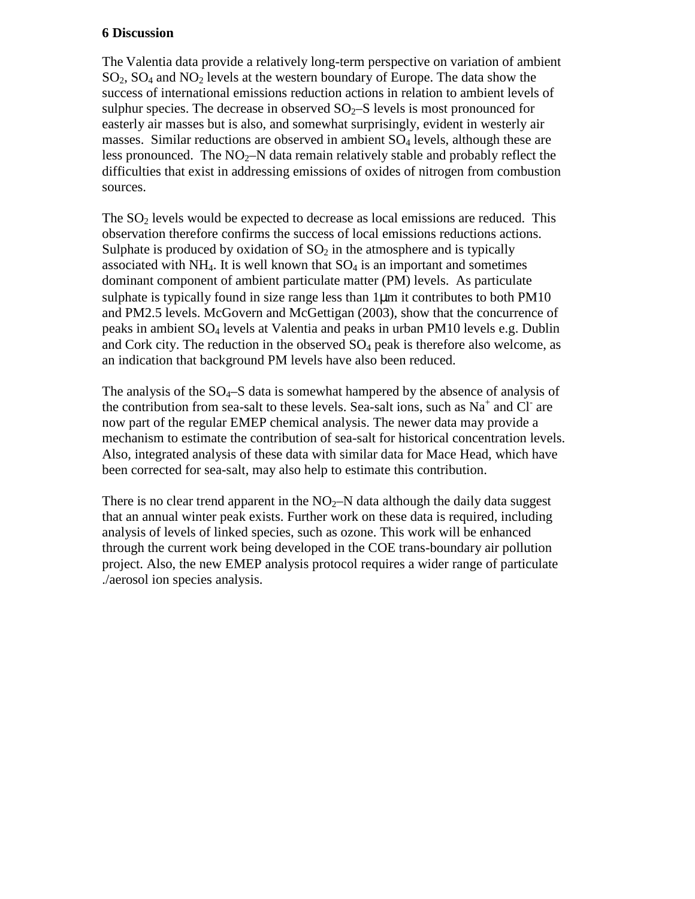## 6 Discussion

The Valentia data provide a relatively long-term perspective on variation of ambient $SO_2$, $SO_4$ and $NO_2$ levels at the western boundary of Europe. The data show the success of international emissions reduction actions in relation to ambient levels of sulphur species. The decrease in observed $SO_2$–S levels is most pronounced for easterly air masses but is also, and somewhat surprisingly, evident in westerly air masses. Similar reductions are observed in ambient $SO_4$ levels, although these are less pronounced. The $NO_2$–N data remain relatively stable and probably reflect the difficulties that exist in addressing emissions of oxides of nitrogen from combustion sources.

The $SO_2$ levels would be expected to decrease as local emissions are reduced. This observation therefore confirms the success of local emissions reductions actions. Sulphate is produced by oxidation of $SO_2$ in the atmosphere and is typically associated with $NH_4$. It is well known that $SO_4$ is an important and sometimes dominant component of ambient particulate matter (PM) levels. As particulate sulphate is typically found in size range less than 1μm it contributes to both PM10 and PM2.5 levels. McGovern and McGettigan (2003), show that the concurrence of peaks in ambient $SO_4$ levels at Valentia and peaks in urban PM10 levels e.g. Dublin and Cork city. The reduction in the observed $SO_4$ peak is therefore also welcome, as an indication that background PM levels have also been reduced.

The analysis of the $SO_4$–S data is somewhat hampered by the absence of analysis of the contribution from sea-salt to these levels. Sea-salt ions, such as $Na^+$ and $Cl^-$ are now part of the regular EMEP chemical analysis. The newer data may provide a mechanism to estimate the contribution of sea-salt for historical concentration levels. Also, integrated analysis of these data with similar data for Mace Head, which have been corrected for sea-salt, may also help to estimate this contribution.

There is no clear trend apparent in the $NO_2$–N data although the daily data suggest that an annual winter peak exists. Further work on these data is required, including analysis of levels of linked species, such as ozone. This work will be enhanced through the current work being developed in the COE trans-boundary air pollution project. Also, the new EMEP analysis protocol requires a wider range of particulate ./aerosol ion species analysis.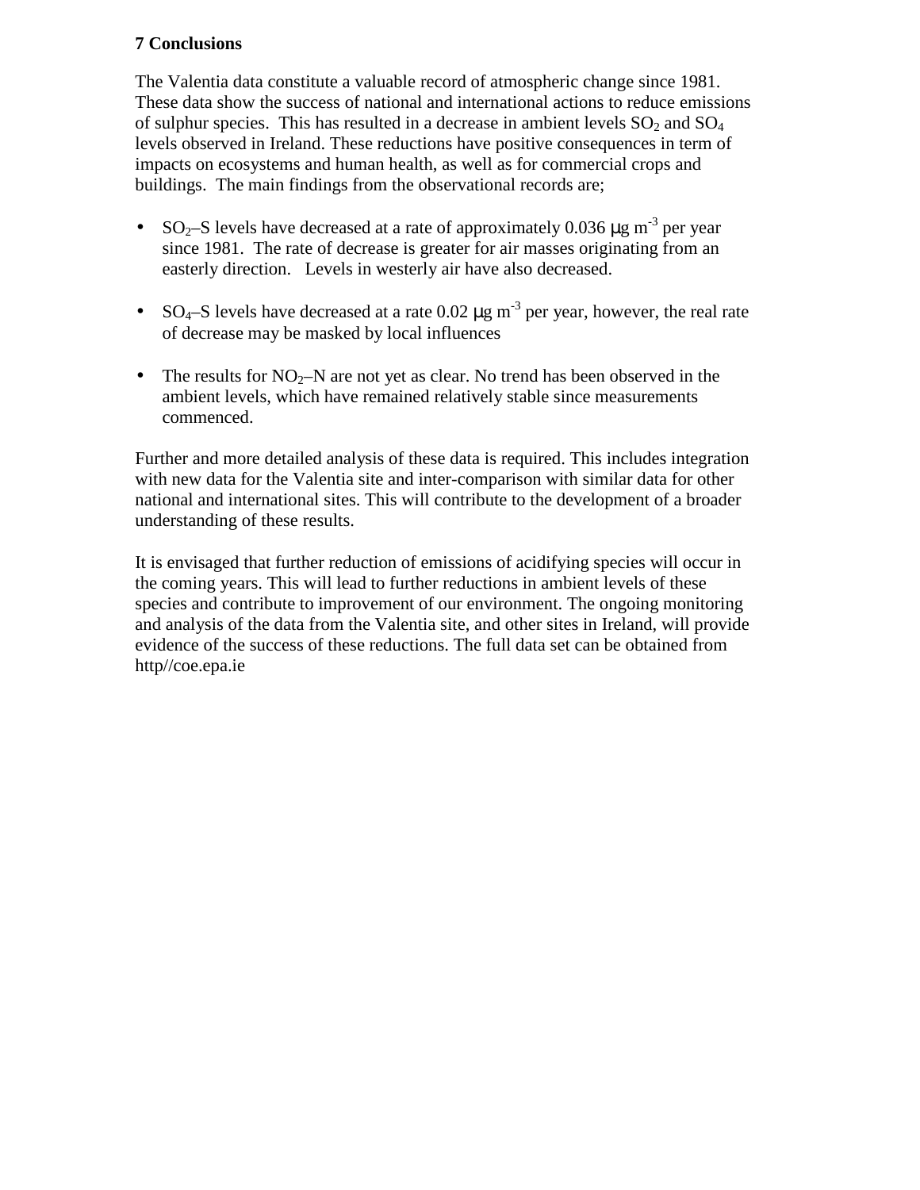## 7 Conclusions

The Valentia data constitute a valuable record of atmospheric change since 1981. These data show the success of national and international actions to reduce emissions of sulphur species. This has resulted in a decrease in ambient levels $SO_2$ and $SO_4$ levels observed in Ireland. These reductions have positive consequences in term of impacts on ecosystems and human health, as well as for commercial crops and buildings. The main findings from the observational records are;

- $SO_2$–S levels have decreased at a rate of approximately 0.036 $\mu g\ m^{-3}$ per year since 1981. The rate of decrease is greater for air masses originating from an easterly direction. Levels in westerly air have also decreased.

- $SO_4$–S levels have decreased at a rate 0.02 $\mu g\ m^{-3}$ per year, however, the real rate of decrease may be masked by local influences

- The results for $NO_2$–N are not yet as clear. No trend has been observed in the ambient levels, which have remained relatively stable since measurements commenced.

Further and more detailed analysis of these data is required. This includes integration with new data for the Valentia site and inter-comparison with similar data for other national and international sites. This will contribute to the development of a broader understanding of these results.

It is envisaged that further reduction of emissions of acidifying species will occur in the coming years. This will lead to further reductions in ambient levels of these species and contribute to improvement of our environment. The ongoing monitoring and analysis of the data from the Valentia site, and other sites in Ireland, will provide evidence of the success of these reductions. The full data set can be obtained from http//coe.epa.ie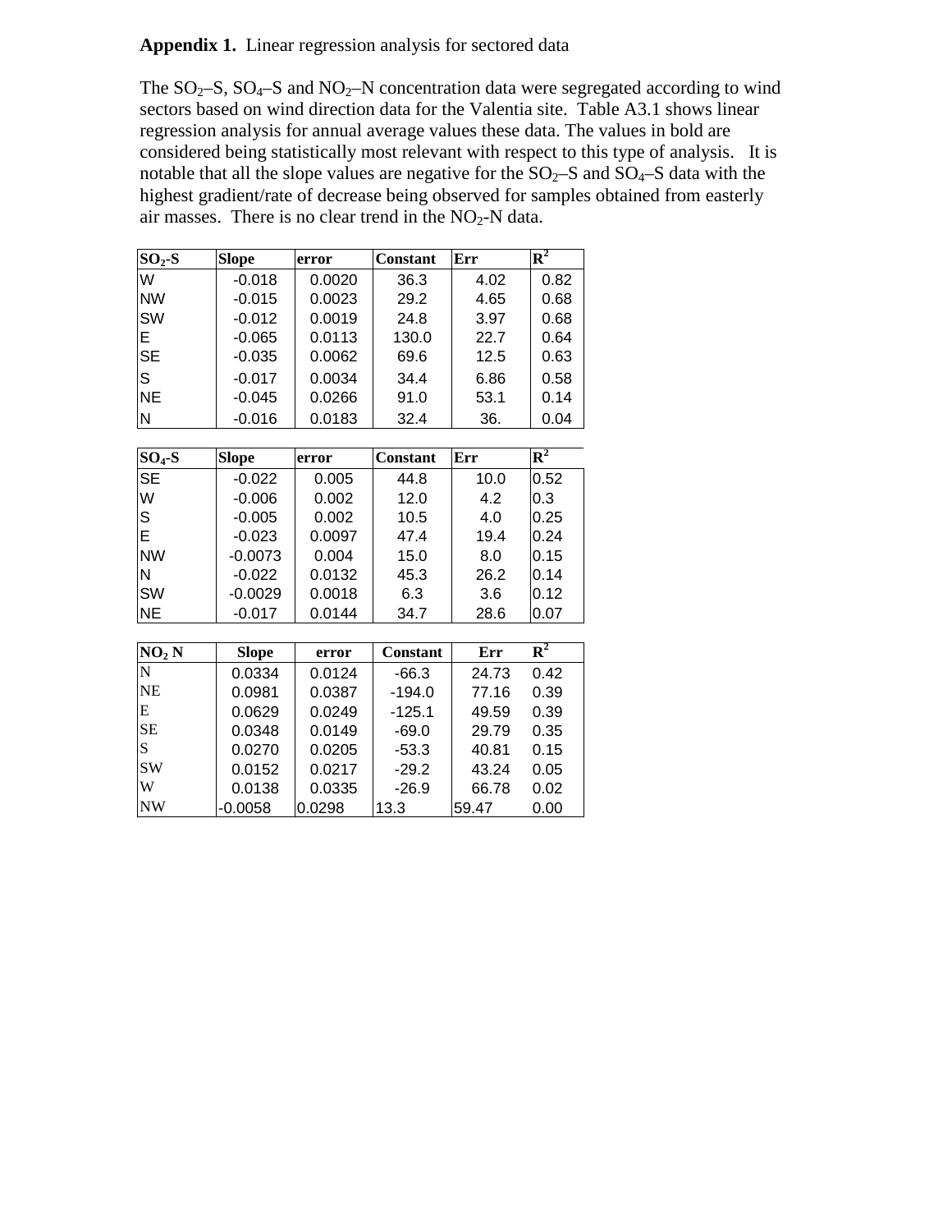**Appendix 1.** Linear regression analysis for sectored data

The $SO_2$–S, $SO_4$–S and $NO_2$–N concentration data were segregated according to wind sectors based on wind direction data for the Valentia site. Table A3.1 shows linear regression analysis for annual average values these data. The values in bold are considered being statistically most relevant with respect to this type of analysis. It is notable that all the slope values are negative for the $SO_2$–S and $SO_4$–S data with the highest gradient/rate of decrease being observed for samples obtained from easterly air masses. There is no clear trend in the $NO_2$-N data.

| $SO_2$-S | Slope | error | Constant | Err | $R^2$ |
|---|---|---|---|---|---|
| W | -0.018 | 0.0020 | 36.3 | 4.02 | 0.82 |
| NW | -0.015 | 0.0023 | 29.2 | 4.65 | 0.68 |
| SW | -0.012 | 0.0019 | 24.8 | 3.97 | 0.68 |
| E | -0.065 | 0.0113 | 130.0 | 22.7 | 0.64 |
| SE | -0.035 | 0.0062 | 69.6 | 12.5 | 0.63 |
| S | -0.017 | 0.0034 | 34.4 | 6.86 | 0.58 |
| NE | -0.045 | 0.0266 | 91.0 | 53.1 | 0.14 |
| N | -0.016 | 0.0183 | 32.4 | 36. | 0.04 |

| $SO_4$-S | Slope | error | Constant | Err | $R^2$ |
|---|---|---|---|---|---|
| SE | -0.022 | 0.005 | 44.8 | 10.0 | 0.52 |
| W | -0.006 | 0.002 | 12.0 | 4.2 | 0.3 |
| S | -0.005 | 0.002 | 10.5 | 4.0 | 0.25 |
| E | -0.023 | 0.0097 | 47.4 | 19.4 | 0.24 |
| NW | -0.0073 | 0.004 | 15.0 | 8.0 | 0.15 |
| N | -0.022 | 0.0132 | 45.3 | 26.2 | 0.14 |
| SW | -0.0029 | 0.0018 | 6.3 | 3.6 | 0.12 |
| NE | -0.017 | 0.0144 | 34.7 | 28.6 | 0.07 |

| $NO_2$ N | Slope | error | Constant | Err | $R^2$ |
|---|---|---|---|---|---|
| N | 0.0334 | 0.0124 | -66.3 | 24.73 | 0.42 |
| NE | 0.0981 | 0.0387 | -194.0 | 77.16 | 0.39 |
| E | 0.0629 | 0.0249 | -125.1 | 49.59 | 0.39 |
| SE | 0.0348 | 0.0149 | -69.0 | 29.79 | 0.35 |
| S | 0.0270 | 0.0205 | -53.3 | 40.81 | 0.15 |
| SW | 0.0152 | 0.0217 | -29.2 | 43.24 | 0.05 |
| W | 0.0138 | 0.0335 | -26.9 | 66.78 | 0.02 |
| NW | -0.0058 | 0.0298 | 13.3 | 59.47 | 0.00 |